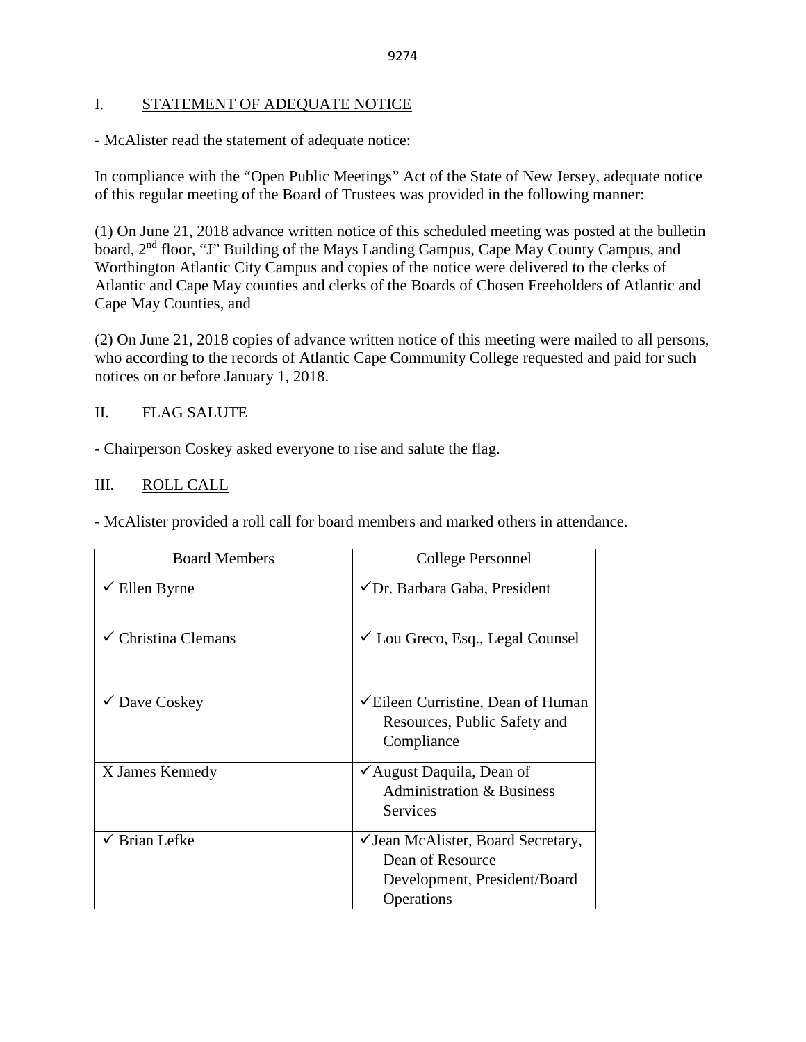## I. STATEMENT OF ADEQUATE NOTICE

- McAlister read the statement of adequate notice:

In compliance with the "Open Public Meetings" Act of the State of New Jersey, adequate notice of this regular meeting of the Board of Trustees was provided in the following manner:

(1) On June 21, 2018 advance written notice of this scheduled meeting was posted at the bulletin board, 2nd floor, "J" Building of the Mays Landing Campus, Cape May County Campus, and Worthington Atlantic City Campus and copies of the notice were delivered to the clerks of Atlantic and Cape May counties and clerks of the Boards of Chosen Freeholders of Atlantic and Cape May Counties, and

(2) On June 21, 2018 copies of advance written notice of this meeting were mailed to all persons, who according to the records of Atlantic Cape Community College requested and paid for such notices on or before January 1, 2018.

## II. FLAG SALUTE

- Chairperson Coskey asked everyone to rise and salute the flag.

## III. ROLL CALL

- McAlister provided a roll call for board members and marked others in attendance.

| Board Members | College Personnel |
|---|---|
| ✓ Ellen Byrne | ✓Dr. Barbara Gaba, President |
| ✓ Christina Clemans | ✓ Lou Greco, Esq., Legal Counsel |
| ✓ Dave Coskey | ✓Eileen Curristine, Dean of Human Resources, Public Safety and Compliance |
| X James Kennedy | ✓August Daquila, Dean of Administration & Business Services |
| ✓ Brian Lefke | ✓Jean McAlister, Board Secretary, Dean of Resource Development, President/Board Operations |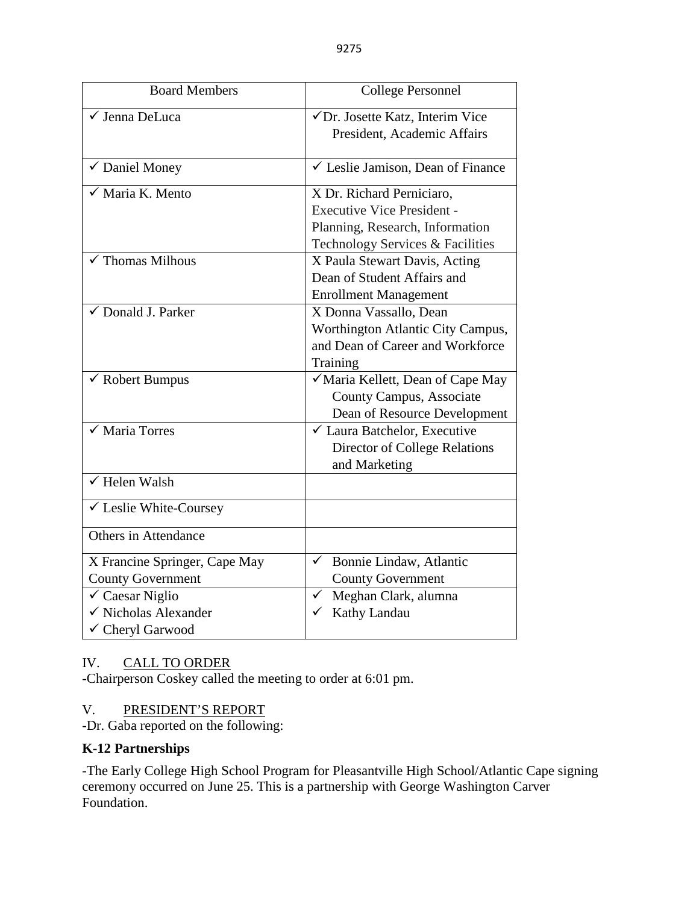| Board Members | College Personnel |
|---|---|
| ✓ Jenna DeLuca | ✓Dr. Josette Katz, Interim Vice President, Academic Affairs |
| ✓ Daniel Money | ✓ Leslie Jamison, Dean of Finance |
| ✓ Maria K. Mento | X Dr. Richard Perniciaro, Executive Vice President - Planning, Research, Information Technology Services & Facilities |
| ✓ Thomas Milhous | X Paula Stewart Davis, Acting Dean of Student Affairs and Enrollment Management |
| ✓ Donald J. Parker | X Donna Vassallo, Dean Worthington Atlantic City Campus, and Dean of Career and Workforce Training |
| ✓ Robert Bumpus | ✓Maria Kellett, Dean of Cape May County Campus, Associate Dean of Resource Development |
| ✓ Maria Torres | ✓ Laura Batchelor, Executive Director of College Relations and Marketing |
| ✓ Helen Walsh | |
| ✓ Leslie White-Coursey | |
| Others in Attendance | |
| X Francine Springer, Cape May County Government | ✓ Bonnie Lindaw, Atlantic County Government |
| ✓ Caesar Niglio<br>✓ Nicholas Alexander<br>✓ Cheryl Garwood | ✓ Meghan Clark, alumna<br>✓ Kathy Landau |

IV. CALL TO ORDER

-Chairperson Coskey called the meeting to order at 6:01 pm.

V. PRESIDENT'S REPORT

-Dr. Gaba reported on the following:

**K-12 Partnerships**

-The Early College High School Program for Pleasantville High School/Atlantic Cape signing ceremony occurred on June 25. This is a partnership with George Washington Carver Foundation.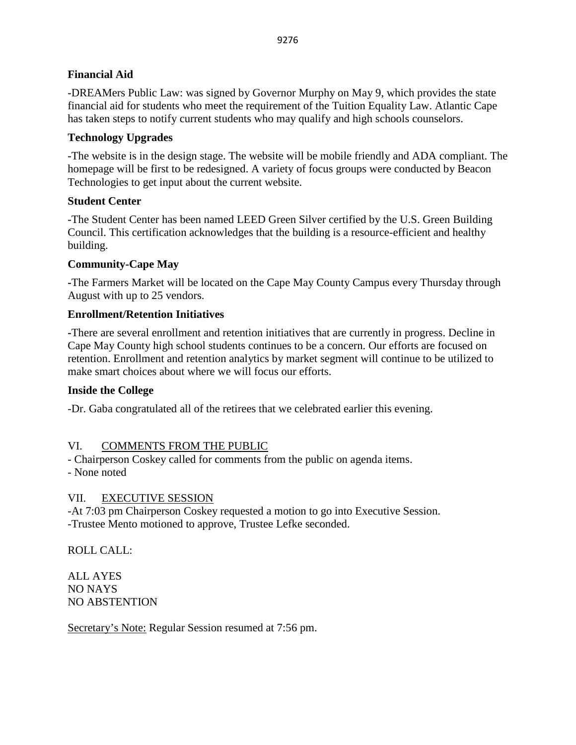**Financial Aid**

-DREAMers Public Law: was signed by Governor Murphy on May 9, which provides the state financial aid for students who meet the requirement of the Tuition Equality Law. Atlantic Cape has taken steps to notify current students who may qualify and high schools counselors.

**Technology Upgrades**

-The website is in the design stage. The website will be mobile friendly and ADA compliant. The homepage will be first to be redesigned. A variety of focus groups were conducted by Beacon Technologies to get input about the current website.

**Student Center**

-The Student Center has been named LEED Green Silver certified by the U.S. Green Building Council. This certification acknowledges that the building is a resource-efficient and healthy building.

**Community-Cape May**

-The Farmers Market will be located on the Cape May County Campus every Thursday through August with up to 25 vendors.

**Enrollment/Retention Initiatives**

-There are several enrollment and retention initiatives that are currently in progress. Decline in Cape May County high school students continues to be a concern. Our efforts are focused on retention. Enrollment and retention analytics by market segment will continue to be utilized to make smart choices about where we will focus our efforts.

**Inside the College**

-Dr. Gaba congratulated all of the retirees that we celebrated earlier this evening.

VI. COMMENTS FROM THE PUBLIC

- Chairperson Coskey called for comments from the public on agenda items.
- None noted

VII. EXECUTIVE SESSION

-At 7:03 pm Chairperson Coskey requested a motion to go into Executive Session.
-Trustee Mento motioned to approve, Trustee Lefke seconded.

ROLL CALL:

ALL AYES
NO NAYS
NO ABSTENTION

Secretary's Note: Regular Session resumed at 7:56 pm.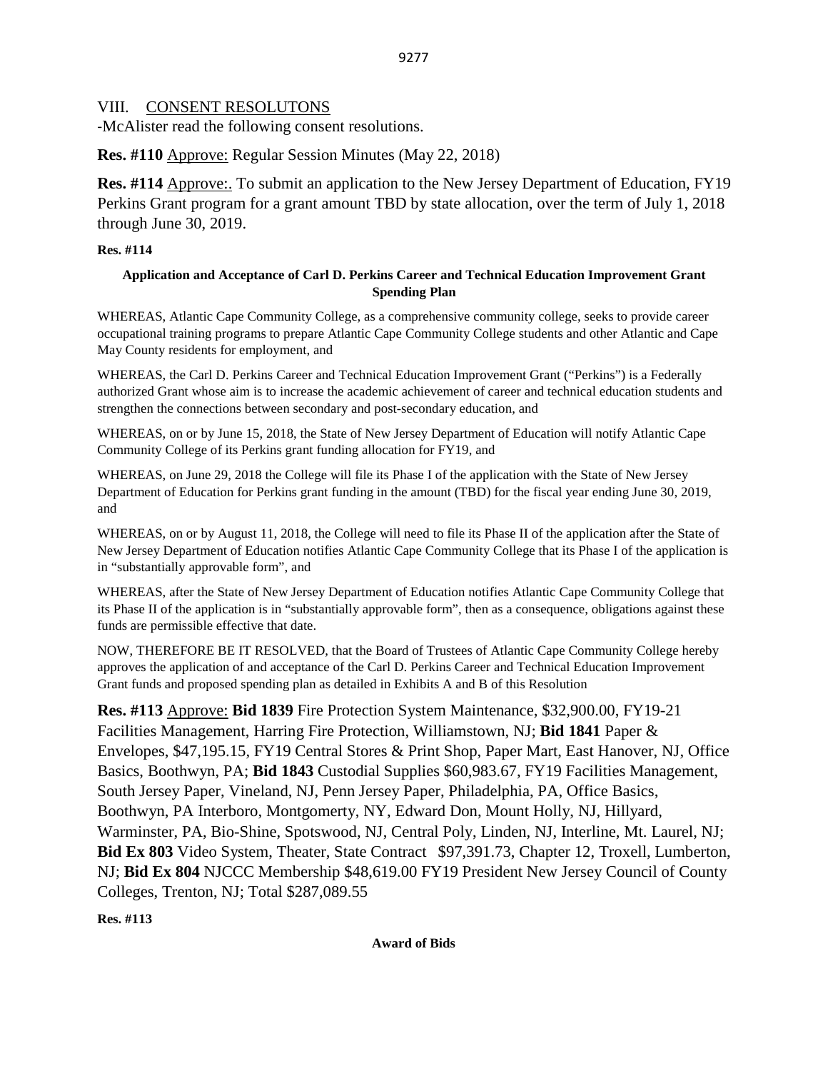## VIII. CONSENT RESOLUTONS

-McAlister read the following consent resolutions.

**Res. #110** Approve: Regular Session Minutes (May 22, 2018)

**Res. #114** Approve:. To submit an application to the New Jersey Department of Education, FY19 Perkins Grant program for a grant amount TBD by state allocation, over the term of July 1, 2018 through June 30, 2019.

**Res. #114**

**Application and Acceptance of Carl D. Perkins Career and Technical Education Improvement Grant Spending Plan**

WHEREAS, Atlantic Cape Community College, as a comprehensive community college, seeks to provide career occupational training programs to prepare Atlantic Cape Community College students and other Atlantic and Cape May County residents for employment, and

WHEREAS, the Carl D. Perkins Career and Technical Education Improvement Grant ("Perkins") is a Federally authorized Grant whose aim is to increase the academic achievement of career and technical education students and strengthen the connections between secondary and post-secondary education, and

WHEREAS, on or by June 15, 2018, the State of New Jersey Department of Education will notify Atlantic Cape Community College of its Perkins grant funding allocation for FY19, and

WHEREAS, on June 29, 2018 the College will file its Phase I of the application with the State of New Jersey Department of Education for Perkins grant funding in the amount (TBD) for the fiscal year ending June 30, 2019, and

WHEREAS, on or by August 11, 2018, the College will need to file its Phase II of the application after the State of New Jersey Department of Education notifies Atlantic Cape Community College that its Phase I of the application is in "substantially approvable form", and

WHEREAS, after the State of New Jersey Department of Education notifies Atlantic Cape Community College that its Phase II of the application is in "substantially approvable form", then as a consequence, obligations against these funds are permissible effective that date.

NOW, THEREFORE BE IT RESOLVED, that the Board of Trustees of Atlantic Cape Community College hereby approves the application of and acceptance of the Carl D. Perkins Career and Technical Education Improvement Grant funds and proposed spending plan as detailed in Exhibits A and B of this Resolution

**Res. #113** Approve: **Bid 1839** Fire Protection System Maintenance, $32,900.00, FY19-21 Facilities Management, Harring Fire Protection, Williamstown, NJ; **Bid 1841** Paper & Envelopes, $47,195.15, FY19 Central Stores & Print Shop, Paper Mart, East Hanover, NJ, Office Basics, Boothwyn, PA; **Bid 1843** Custodial Supplies $60,983.67, FY19 Facilities Management, South Jersey Paper, Vineland, NJ, Penn Jersey Paper, Philadelphia, PA, Office Basics, Boothwyn, PA Interboro, Montgomerty, NY, Edward Don, Mount Holly, NJ, Hillyard, Warminster, PA, Bio-Shine, Spotswood, NJ, Central Poly, Linden, NJ, Interline, Mt. Laurel, NJ; **Bid Ex 803** Video System, Theater, State Contract $97,391.73, Chapter 12, Troxell, Lumberton, NJ; **Bid Ex 804** NJCCC Membership $48,619.00 FY19 President New Jersey Council of County Colleges, Trenton, NJ; Total $287,089.55

**Res. #113**

**Award of Bids**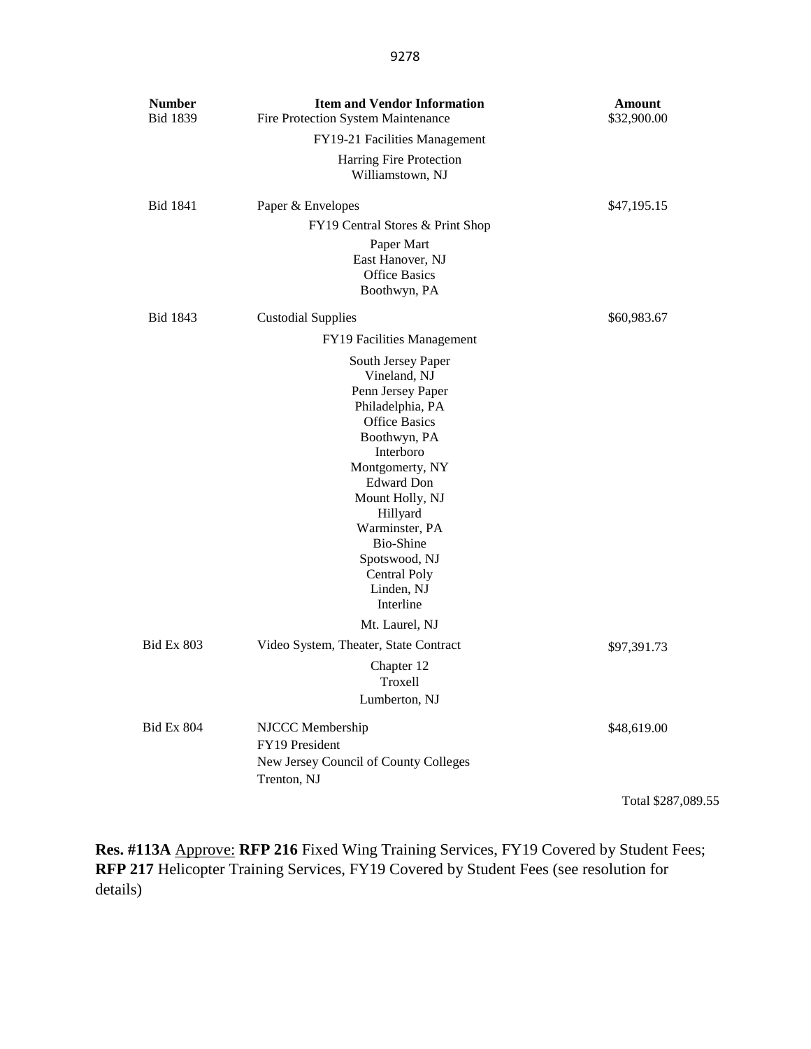| Number | Item and Vendor Information | Amount |
|---|---|---|
| Bid 1839 | Fire Protection System Maintenance<br>FY19-21 Facilities Management<br>Harring Fire Protection<br>Williamstown, NJ | \$32,900.00 |
| Bid 1841 | Paper & Envelopes<br>FY19 Central Stores & Print Shop<br>Paper Mart<br>East Hanover, NJ<br>Office Basics<br>Boothwyn, PA | \$47,195.15 |
| Bid 1843 | Custodial Supplies<br>FY19 Facilities Management<br>South Jersey Paper<br>Vineland, NJ<br>Penn Jersey Paper<br>Philadelphia, PA<br>Office Basics<br>Boothwyn, PA<br>Interboro<br>Montgomerty, NY<br>Edward Don<br>Mount Holly, NJ<br>Hillyard<br>Warminster, PA<br>Bio-Shine<br>Spotswood, NJ<br>Central Poly<br>Linden, NJ<br>Interline<br>Mt. Laurel, NJ | \$60,983.67 |
| Bid Ex 803 | Video System, Theater, State Contract<br>Chapter 12<br>Troxell<br>Lumberton, NJ | \$97,391.73 |
| Bid Ex 804 | NJCCC Membership<br>FY19 President<br>New Jersey Council of County Colleges<br>Trenton, NJ | \$48,619.00 |
| | | Total \$287,089.55 |

**Res. #113A** Approve: **RFP 216** Fixed Wing Training Services, FY19 Covered by Student Fees; **RFP 217** Helicopter Training Services, FY19 Covered by Student Fees (see resolution for details)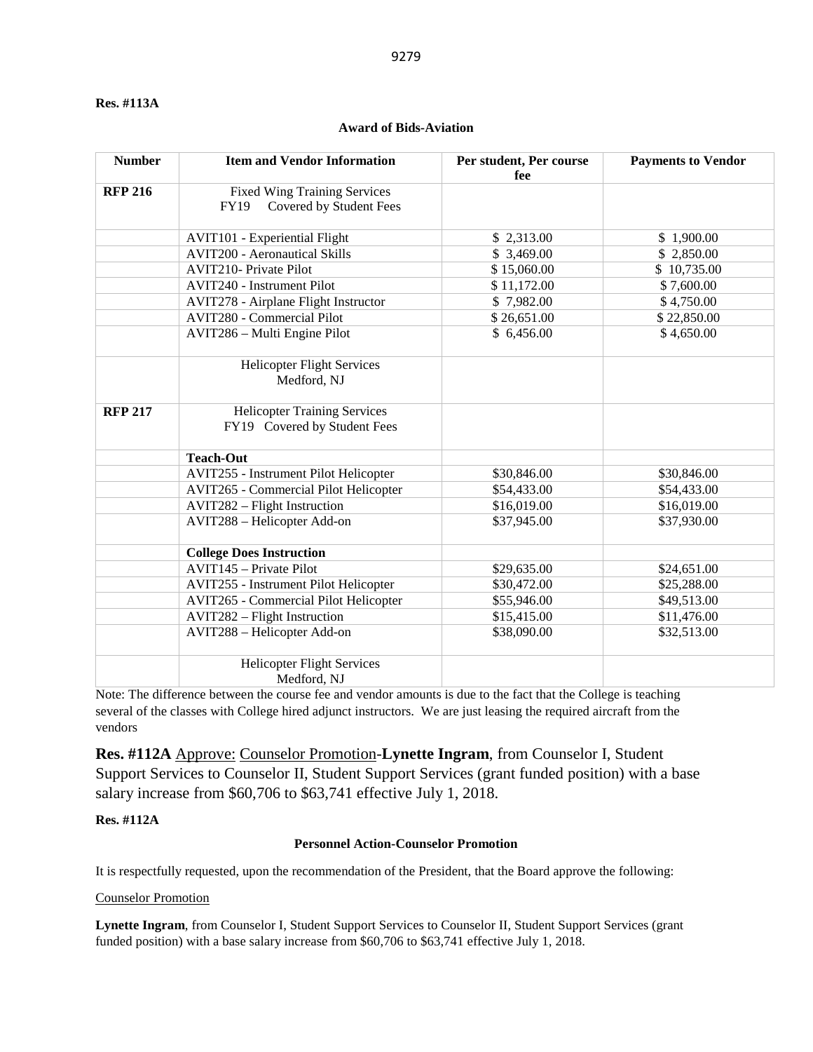**Res. #113A**

**Award of Bids-Aviation**

| Number | Item and Vendor Information | Per student, Per course fee | Payments to Vendor |
|---|---|---|---|
| **RFP 216** | Fixed Wing Training Services<br>FY19 Covered by Student Fees | | |
| | AVIT101 - Experiential Flight | $ 2,313.00 | $ 1,900.00 |
| | AVIT200 - Aeronautical Skills | $ 3,469.00 | $ 2,850.00 |
| | AVIT210- Private Pilot | $ 15,060.00 | $ 10,735.00 |
| | AVIT240 - Instrument Pilot | $ 11,172.00 | $ 7,600.00 |
| | AVIT278 - Airplane Flight Instructor | $ 7,982.00 | $ 4,750.00 |
| | AVIT280 - Commercial Pilot | $ 26,651.00 | $ 22,850.00 |
| | AVIT286 – Multi Engine Pilot | $ 6,456.00 | $ 4,650.00 |
| | Helicopter Flight Services<br>Medford, NJ | | |
| **RFP 217** | Helicopter Training Services<br>FY19 Covered by Student Fees | | |
| | **Teach-Out** | | |
| | AVIT255 - Instrument Pilot Helicopter | $30,846.00 | $30,846.00 |
| | AVIT265 - Commercial Pilot Helicopter | $54,433.00 | $54,433.00 |
| | AVIT282 – Flight Instruction | $16,019.00 | $16,019.00 |
| | AVIT288 – Helicopter Add-on | $37,945.00 | $37,930.00 |
| | **College Does Instruction** | | |
| | AVIT145 – Private Pilot | $29,635.00 | $24,651.00 |
| | AVIT255 - Instrument Pilot Helicopter | $30,472.00 | $25,288.00 |
| | AVIT265 - Commercial Pilot Helicopter | $55,946.00 | $49,513.00 |
| | AVIT282 – Flight Instruction | $15,415.00 | $11,476.00 |
| | AVIT288 – Helicopter Add-on | $38,090.00 | $32,513.00 |
| | Helicopter Flight Services<br>Medford, NJ | | |

Note: The difference between the course fee and vendor amounts is due to the fact that the College is teaching several of the classes with College hired adjunct instructors. We are just leasing the required aircraft from the vendors

**Res. #112A** Approve: Counselor Promotion-**Lynette Ingram**, from Counselor I, Student Support Services to Counselor II, Student Support Services (grant funded position) with a base salary increase from $60,706 to $63,741 effective July 1, 2018.

**Res. #112A**

**Personnel Action-Counselor Promotion**

It is respectfully requested, upon the recommendation of the President, that the Board approve the following:

Counselor Promotion

**Lynette Ingram**, from Counselor I, Student Support Services to Counselor II, Student Support Services (grant funded position) with a base salary increase from $60,706 to $63,741 effective July 1, 2018.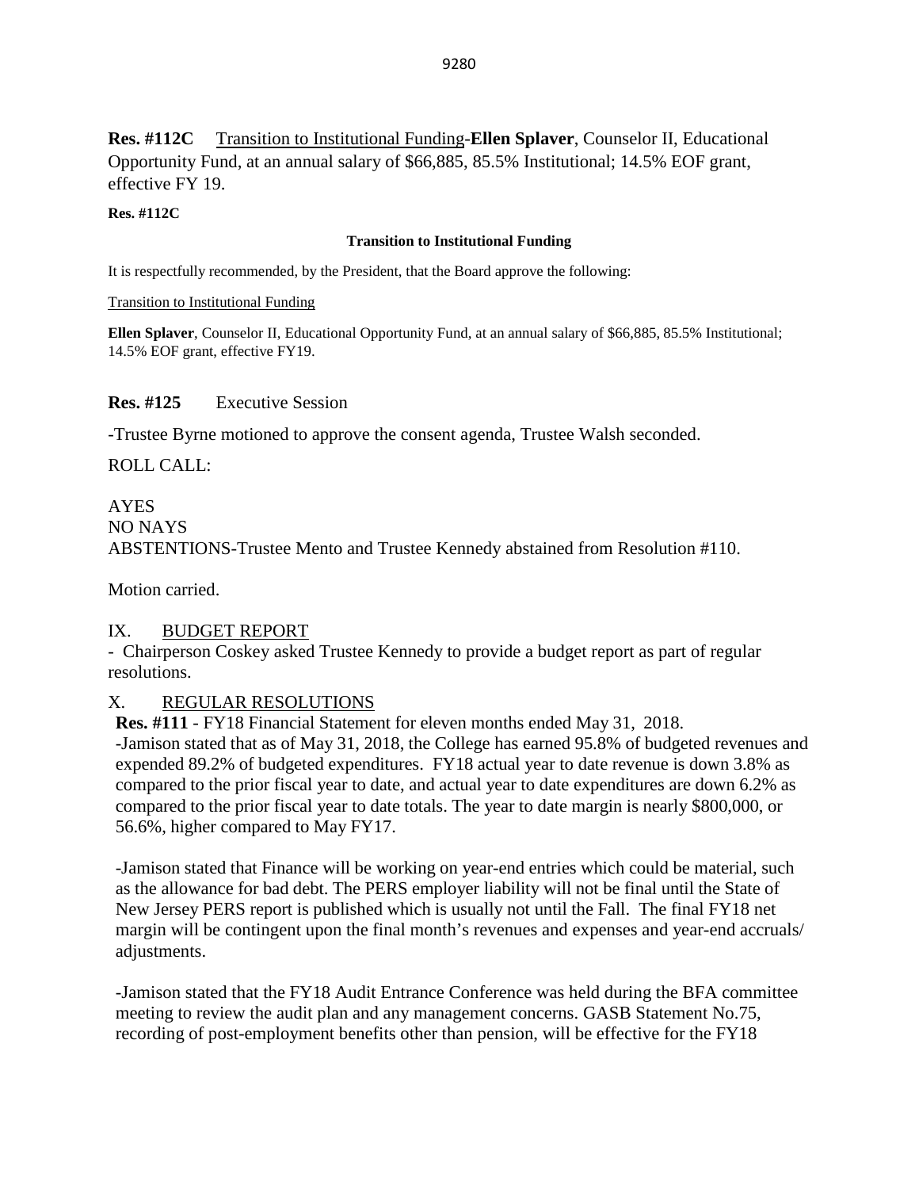**Res. #112C** Transition to Institutional Funding-**Ellen Splaver**, Counselor II, Educational Opportunity Fund, at an annual salary of $66,885, 85.5% Institutional; 14.5% EOF grant, effective FY 19.

**Res. #112C**

**Transition to Institutional Funding**

It is respectfully recommended, by the President, that the Board approve the following:

Transition to Institutional Funding

**Ellen Splaver**, Counselor II, Educational Opportunity Fund, at an annual salary of $66,885, 85.5% Institutional; 14.5% EOF grant, effective FY19.

**Res. #125** Executive Session

-Trustee Byrne motioned to approve the consent agenda, Trustee Walsh seconded.

ROLL CALL:

AYES
NO NAYS
ABSTENTIONS-Trustee Mento and Trustee Kennedy abstained from Resolution #110.

Motion carried.

## IX. BUDGET REPORT

- Chairperson Coskey asked Trustee Kennedy to provide a budget report as part of regular resolutions.

## X. REGULAR RESOLUTIONS

**Res. #111** - FY18 Financial Statement for eleven months ended May 31, 2018.
-Jamison stated that as of May 31, 2018, the College has earned 95.8% of budgeted revenues and expended 89.2% of budgeted expenditures. FY18 actual year to date revenue is down 3.8% as compared to the prior fiscal year to date, and actual year to date expenditures are down 6.2% as compared to the prior fiscal year to date totals. The year to date margin is nearly $800,000, or 56.6%, higher compared to May FY17.

-Jamison stated that Finance will be working on year-end entries which could be material, such as the allowance for bad debt. The PERS employer liability will not be final until the State of New Jersey PERS report is published which is usually not until the Fall. The final FY18 net margin will be contingent upon the final month's revenues and expenses and year-end accruals/ adjustments.

-Jamison stated that the FY18 Audit Entrance Conference was held during the BFA committee meeting to review the audit plan and any management concerns. GASB Statement No.75, recording of post-employment benefits other than pension, will be effective for the FY18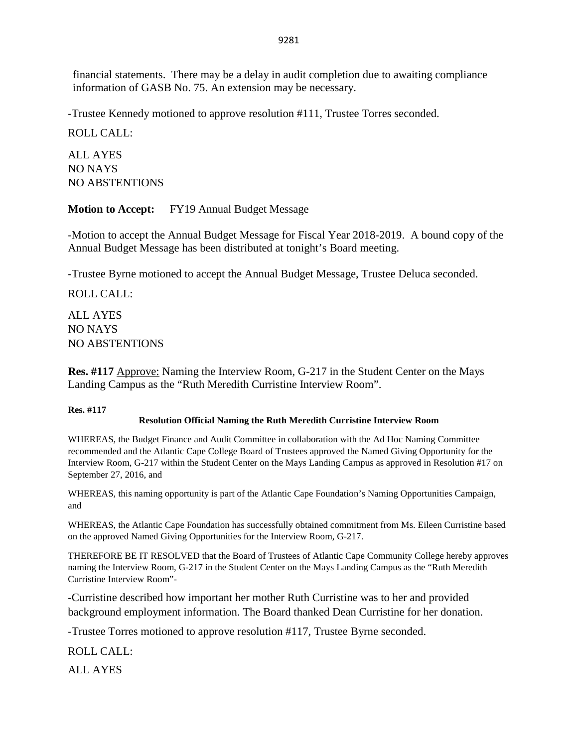financial statements. There may be a delay in audit completion due to awaiting compliance information of GASB No. 75. An extension may be necessary.

-Trustee Kennedy motioned to approve resolution #111, Trustee Torres seconded.

ROLL CALL:

ALL AYES
NO NAYS
NO ABSTENTIONS

**Motion to Accept:** FY19 Annual Budget Message

-Motion to accept the Annual Budget Message for Fiscal Year 2018-2019. A bound copy of the Annual Budget Message has been distributed at tonight's Board meeting.

-Trustee Byrne motioned to accept the Annual Budget Message, Trustee Deluca seconded.

ROLL CALL:

ALL AYES
NO NAYS
NO ABSTENTIONS

**Res. #117** Approve: Naming the Interview Room, G-217 in the Student Center on the Mays Landing Campus as the "Ruth Meredith Curristine Interview Room".

**Res. #117**

**Resolution Official Naming the Ruth Meredith Curristine Interview Room**

WHEREAS, the Budget Finance and Audit Committee in collaboration with the Ad Hoc Naming Committee recommended and the Atlantic Cape College Board of Trustees approved the Named Giving Opportunity for the Interview Room, G-217 within the Student Center on the Mays Landing Campus as approved in Resolution #17 on September 27, 2016, and

WHEREAS, this naming opportunity is part of the Atlantic Cape Foundation's Naming Opportunities Campaign, and

WHEREAS, the Atlantic Cape Foundation has successfully obtained commitment from Ms. Eileen Curristine based on the approved Named Giving Opportunities for the Interview Room, G-217.

THEREFORE BE IT RESOLVED that the Board of Trustees of Atlantic Cape Community College hereby approves naming the Interview Room, G-217 in the Student Center on the Mays Landing Campus as the "Ruth Meredith Curristine Interview Room"-

-Curristine described how important her mother Ruth Curristine was to her and provided background employment information. The Board thanked Dean Curristine for her donation.

-Trustee Torres motioned to approve resolution #117, Trustee Byrne seconded.

ROLL CALL:

ALL AYES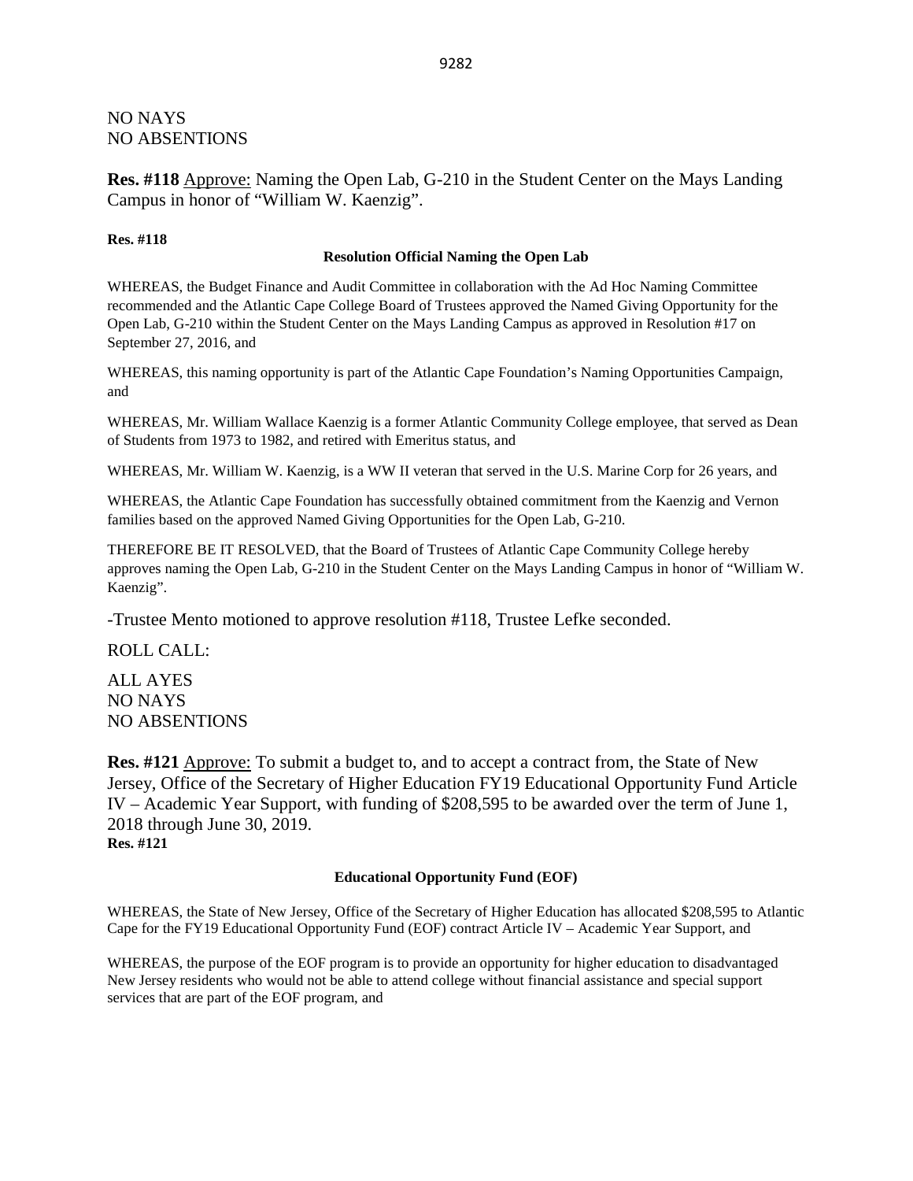NO NAYS
NO ABSENTIONS

**Res. #118** Approve: Naming the Open Lab, G-210 in the Student Center on the Mays Landing Campus in honor of "William W. Kaenzig".

**Res. #118**

**Resolution Official Naming the Open Lab**

WHEREAS, the Budget Finance and Audit Committee in collaboration with the Ad Hoc Naming Committee recommended and the Atlantic Cape College Board of Trustees approved the Named Giving Opportunity for the Open Lab, G-210 within the Student Center on the Mays Landing Campus as approved in Resolution #17 on September 27, 2016, and

WHEREAS, this naming opportunity is part of the Atlantic Cape Foundation's Naming Opportunities Campaign, and

WHEREAS, Mr. William Wallace Kaenzig is a former Atlantic Community College employee, that served as Dean of Students from 1973 to 1982, and retired with Emeritus status, and

WHEREAS, Mr. William W. Kaenzig, is a WW II veteran that served in the U.S. Marine Corp for 26 years, and

WHEREAS, the Atlantic Cape Foundation has successfully obtained commitment from the Kaenzig and Vernon families based on the approved Named Giving Opportunities for the Open Lab, G-210.

THEREFORE BE IT RESOLVED, that the Board of Trustees of Atlantic Cape Community College hereby approves naming the Open Lab, G-210 in the Student Center on the Mays Landing Campus in honor of "William W. Kaenzig".

-Trustee Mento motioned to approve resolution #118, Trustee Lefke seconded.

ROLL CALL:

ALL AYES
NO NAYS
NO ABSENTIONS

**Res. #121** Approve: To submit a budget to, and to accept a contract from, the State of New Jersey, Office of the Secretary of Higher Education FY19 Educational Opportunity Fund Article IV – Academic Year Support, with funding of $208,595 to be awarded over the term of June 1, 2018 through June 30, 2019.

**Res. #121**

**Educational Opportunity Fund (EOF)**

WHEREAS, the State of New Jersey, Office of the Secretary of Higher Education has allocated $208,595 to Atlantic Cape for the FY19 Educational Opportunity Fund (EOF) contract Article IV – Academic Year Support, and

WHEREAS, the purpose of the EOF program is to provide an opportunity for higher education to disadvantaged New Jersey residents who would not be able to attend college without financial assistance and special support services that are part of the EOF program, and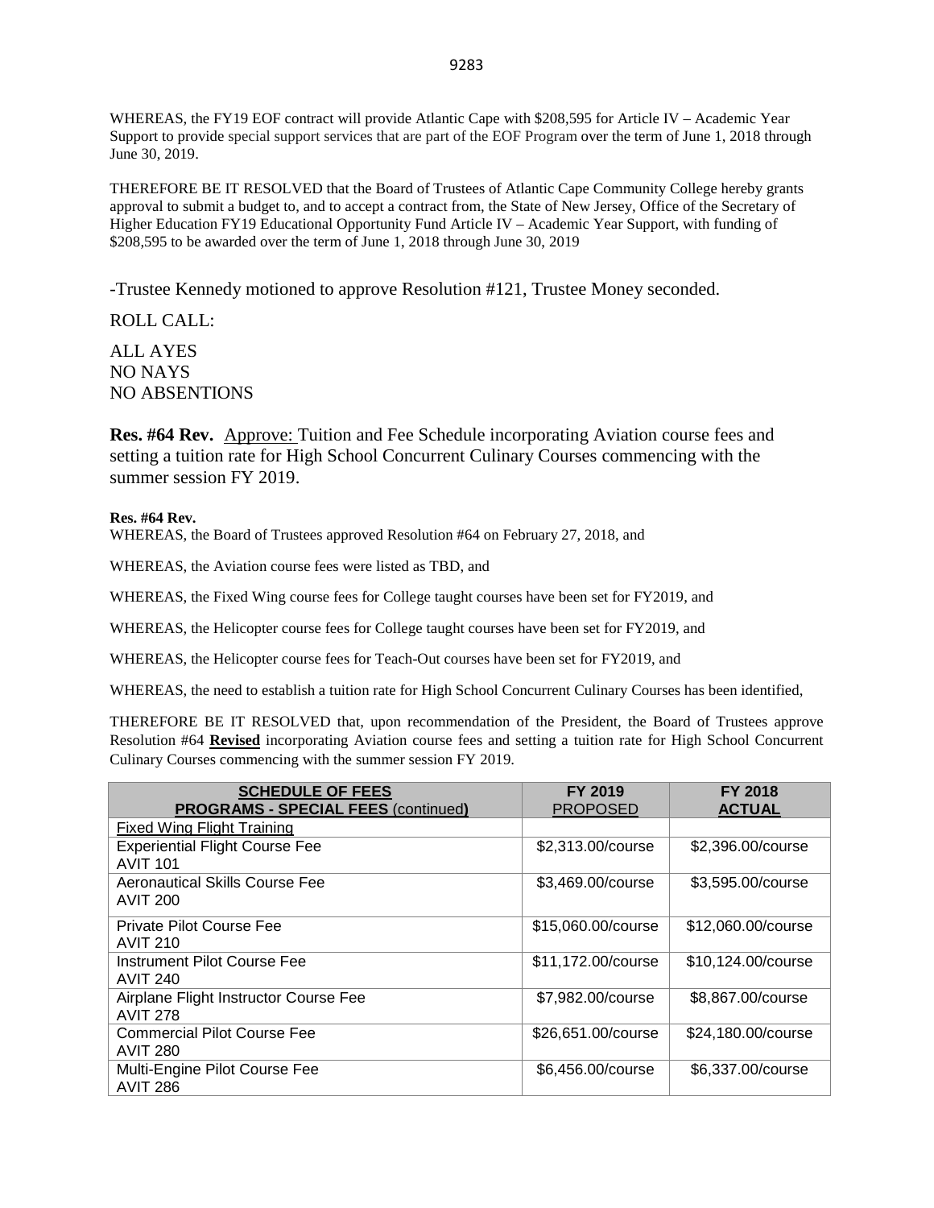WHEREAS, the FY19 EOF contract will provide Atlantic Cape with $208,595 for Article IV – Academic Year Support to provide special support services that are part of the EOF Program over the term of June 1, 2018 through June 30, 2019.

THEREFORE BE IT RESOLVED that the Board of Trustees of Atlantic Cape Community College hereby grants approval to submit a budget to, and to accept a contract from, the State of New Jersey, Office of the Secretary of Higher Education FY19 Educational Opportunity Fund Article IV – Academic Year Support, with funding of $208,595 to be awarded over the term of June 1, 2018 through June 30, 2019

-Trustee Kennedy motioned to approve Resolution #121, Trustee Money seconded.

ROLL CALL:

ALL AYES
NO NAYS
NO ABSENTIONS

**Res. #64 Rev.** Approve: Tuition and Fee Schedule incorporating Aviation course fees and setting a tuition rate for High School Concurrent Culinary Courses commencing with the summer session FY 2019.

**Res. #64 Rev.**
WHEREAS, the Board of Trustees approved Resolution #64 on February 27, 2018, and

WHEREAS, the Aviation course fees were listed as TBD, and

WHEREAS, the Fixed Wing course fees for College taught courses have been set for FY2019, and

WHEREAS, the Helicopter course fees for College taught courses have been set for FY2019, and

WHEREAS, the Helicopter course fees for Teach-Out courses have been set for FY2019, and

WHEREAS, the need to establish a tuition rate for High School Concurrent Culinary Courses has been identified,

THEREFORE BE IT RESOLVED that, upon recommendation of the President, the Board of Trustees approve Resolution #64 **Revised** incorporating Aviation course fees and setting a tuition rate for High School Concurrent Culinary Courses commencing with the summer session FY 2019.

| **SCHEDULE OF FEES PROGRAMS - SPECIAL FEES (continued)** | **FY 2019** PROPOSED | **FY 2018 ACTUAL** |
|---|---|---|
| Fixed Wing Flight Training | | |
| Experiential Flight Course Fee AVIT 101 | $2,313.00/course | $2,396.00/course |
| Aeronautical Skills Course Fee AVIT 200 | $3,469.00/course | $3,595.00/course |
| Private Pilot Course Fee AVIT 210 | $15,060.00/course | $12,060.00/course |
| Instrument Pilot Course Fee AVIT 240 | $11,172.00/course | $10,124.00/course |
| Airplane Flight Instructor Course Fee AVIT 278 | $7,982.00/course | $8,867.00/course |
| Commercial Pilot Course Fee AVIT 280 | $26,651.00/course | $24,180.00/course |
| Multi-Engine Pilot Course Fee AVIT 286 | $6,456.00/course | $6,337.00/course |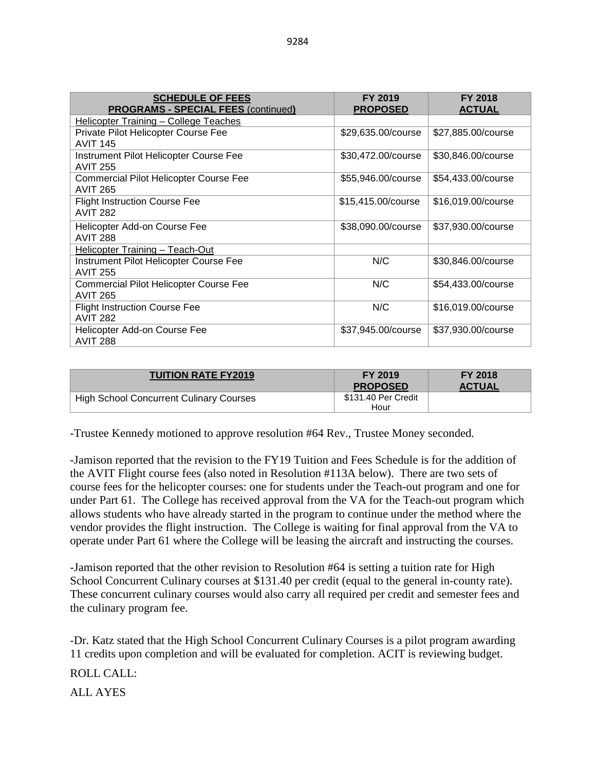| SCHEDULE OF FEES<br>PROGRAMS - SPECIAL FEES (continued) | FY 2019<br>PROPOSED | FY 2018<br>ACTUAL |
|---|---|---|
| Helicopter Training – College Teaches | | |
| Private Pilot Helicopter Course Fee<br>AVIT 145 | $29,635.00/course | $27,885.00/course |
| Instrument Pilot Helicopter Course Fee<br>AVIT 255 | $30,472.00/course | $30,846.00/course |
| Commercial Pilot Helicopter Course Fee<br>AVIT 265 | $55,946.00/course | $54,433.00/course |
| Flight Instruction Course Fee<br>AVIT 282 | $15,415.00/course | $16,019.00/course |
| Helicopter Add-on Course Fee<br>AVIT 288 | $38,090.00/course | $37,930.00/course |
| Helicopter Training – Teach-Out | | |
| Instrument Pilot Helicopter Course Fee<br>AVIT 255 | N/C | $30,846.00/course |
| Commercial Pilot Helicopter Course Fee<br>AVIT 265 | N/C | $54,433.00/course |
| Flight Instruction Course Fee<br>AVIT 282 | N/C | $16,019.00/course |
| Helicopter Add-on Course Fee<br>AVIT 288 | $37,945.00/course | $37,930.00/course |

| TUITION RATE FY2019 | FY 2019<br>PROPOSED | FY 2018<br>ACTUAL |
|---|---|---|
| High School Concurrent Culinary Courses | $131.40 Per Credit Hour | |

-Trustee Kennedy motioned to approve resolution #64 Rev., Trustee Money seconded.

-Jamison reported that the revision to the FY19 Tuition and Fees Schedule is for the addition of the AVIT Flight course fees (also noted in Resolution #113A below). There are two sets of course fees for the helicopter courses: one for students under the Teach-out program and one for under Part 61. The College has received approval from the VA for the Teach-out program which allows students who have already started in the program to continue under the method where the vendor provides the flight instruction. The College is waiting for final approval from the VA to operate under Part 61 where the College will be leasing the aircraft and instructing the courses.

-Jamison reported that the other revision to Resolution #64 is setting a tuition rate for High School Concurrent Culinary courses at $131.40 per credit (equal to the general in-county rate). These concurrent culinary courses would also carry all required per credit and semester fees and the culinary program fee.

-Dr. Katz stated that the High School Concurrent Culinary Courses is a pilot program awarding 11 credits upon completion and will be evaluated for completion. ACIT is reviewing budget.

ROLL CALL:

ALL AYES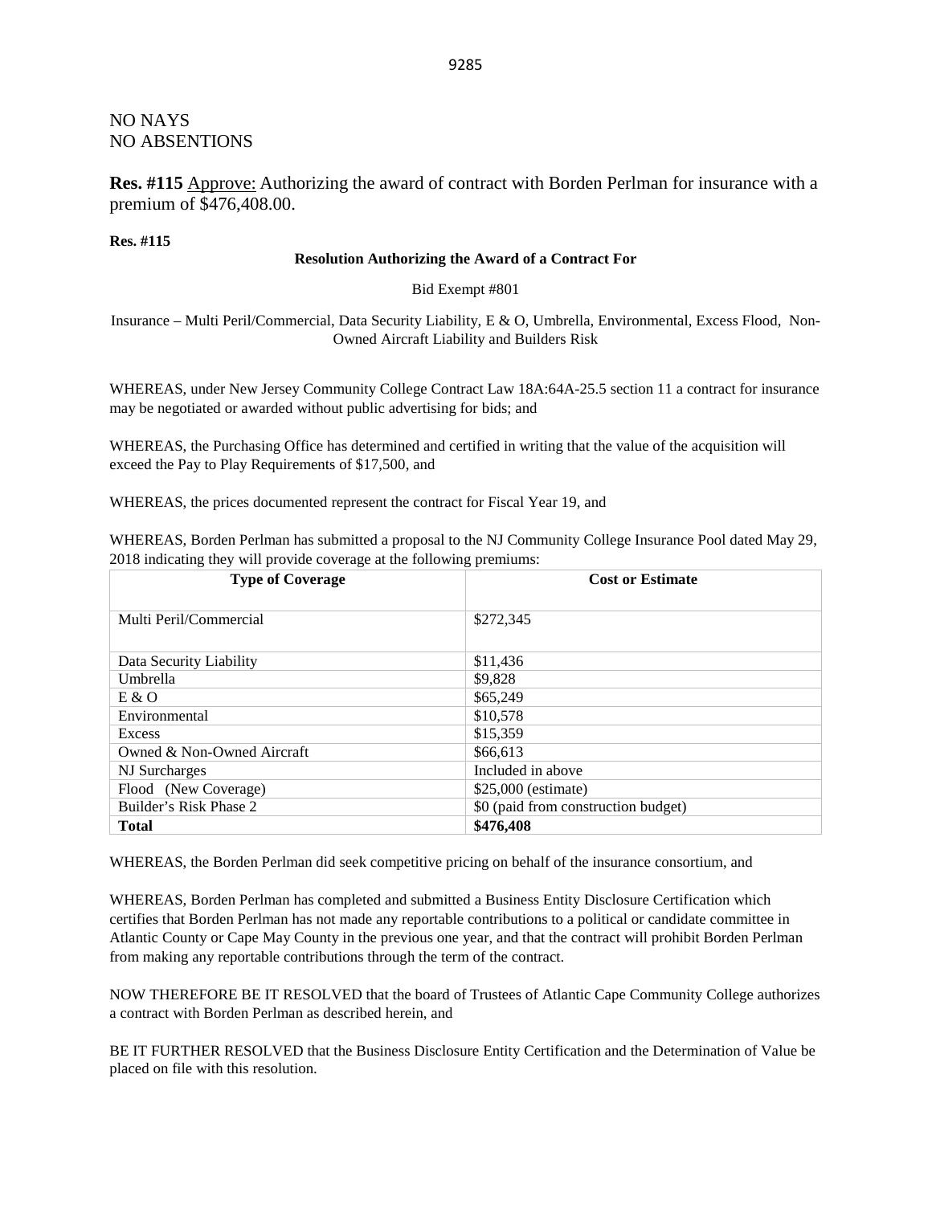NO NAYS
NO ABSENTIONS

**Res. #115** Approve: Authorizing the award of contract with Borden Perlman for insurance with a premium of $476,408.00.

**Res. #115**

**Resolution Authorizing the Award of a Contract For**

Bid Exempt #801

Insurance – Multi Peril/Commercial, Data Security Liability, E & O, Umbrella, Environmental, Excess Flood, Non-Owned Aircraft Liability and Builders Risk

WHEREAS, under New Jersey Community College Contract Law 18A:64A-25.5 section 11 a contract for insurance may be negotiated or awarded without public advertising for bids; and

WHEREAS, the Purchasing Office has determined and certified in writing that the value of the acquisition will exceed the Pay to Play Requirements of $17,500, and

WHEREAS, the prices documented represent the contract for Fiscal Year 19, and

WHEREAS, Borden Perlman has submitted a proposal to the NJ Community College Insurance Pool dated May 29, 2018 indicating they will provide coverage at the following premiums:

| Type of Coverage | Cost or Estimate |
|---|---|
| Multi Peril/Commercial | $272,345 |
| Data Security Liability | $11,436 |
| Umbrella | $9,828 |
| E & O | $65,249 |
| Environmental | $10,578 |
| Excess | $15,359 |
| Owned & Non-Owned Aircraft | $66,613 |
| NJ Surcharges | Included in above |
| Flood (New Coverage) | $25,000 (estimate) |
| Builder's Risk Phase 2 | $0 (paid from construction budget) |
| **Total** | **$476,408** |

WHEREAS, the Borden Perlman did seek competitive pricing on behalf of the insurance consortium, and

WHEREAS, Borden Perlman has completed and submitted a Business Entity Disclosure Certification which certifies that Borden Perlman has not made any reportable contributions to a political or candidate committee in Atlantic County or Cape May County in the previous one year, and that the contract will prohibit Borden Perlman from making any reportable contributions through the term of the contract.

NOW THEREFORE BE IT RESOLVED that the board of Trustees of Atlantic Cape Community College authorizes a contract with Borden Perlman as described herein, and

BE IT FURTHER RESOLVED that the Business Disclosure Entity Certification and the Determination of Value be placed on file with this resolution.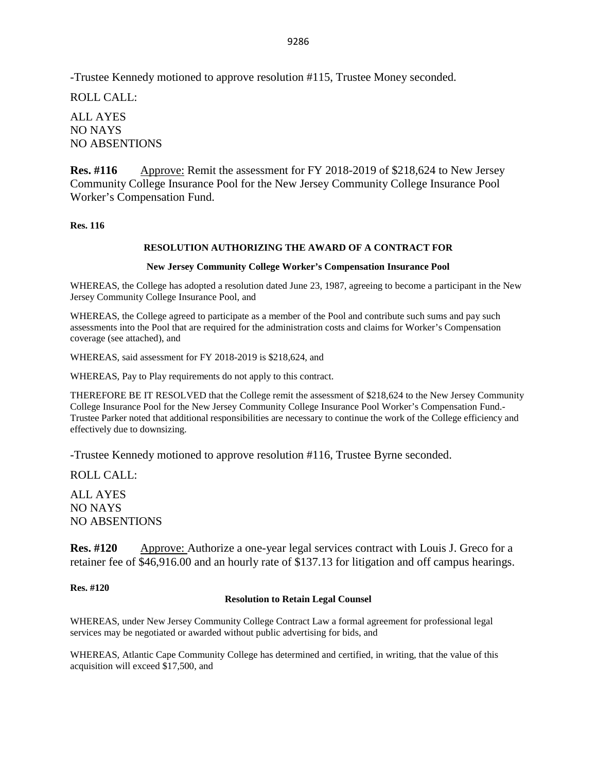-Trustee Kennedy motioned to approve resolution #115, Trustee Money seconded.

ROLL CALL:

ALL AYES
NO NAYS
NO ABSENTIONS

**Res. #116** Approve: Remit the assessment for FY 2018-2019 of $218,624 to New Jersey Community College Insurance Pool for the New Jersey Community College Insurance Pool Worker's Compensation Fund.

**Res. 116**

**RESOLUTION AUTHORIZING THE AWARD OF A CONTRACT FOR**

**New Jersey Community College Worker's Compensation Insurance Pool**

WHEREAS, the College has adopted a resolution dated June 23, 1987, agreeing to become a participant in the New Jersey Community College Insurance Pool, and

WHEREAS, the College agreed to participate as a member of the Pool and contribute such sums and pay such assessments into the Pool that are required for the administration costs and claims for Worker's Compensation coverage (see attached), and

WHEREAS, said assessment for FY 2018-2019 is $218,624, and

WHEREAS, Pay to Play requirements do not apply to this contract.

THEREFORE BE IT RESOLVED that the College remit the assessment of $218,624 to the New Jersey Community College Insurance Pool for the New Jersey Community College Insurance Pool Worker's Compensation Fund.-Trustee Parker noted that additional responsibilities are necessary to continue the work of the College efficiency and effectively due to downsizing.

-Trustee Kennedy motioned to approve resolution #116, Trustee Byrne seconded.

ROLL CALL:

ALL AYES
NO NAYS
NO ABSENTIONS

**Res. #120** Approve: Authorize a one-year legal services contract with Louis J. Greco for a retainer fee of $46,916.00 and an hourly rate of $137.13 for litigation and off campus hearings.

**Res. #120**

**Resolution to Retain Legal Counsel**

WHEREAS, under New Jersey Community College Contract Law a formal agreement for professional legal services may be negotiated or awarded without public advertising for bids, and

WHEREAS, Atlantic Cape Community College has determined and certified, in writing, that the value of this acquisition will exceed $17,500, and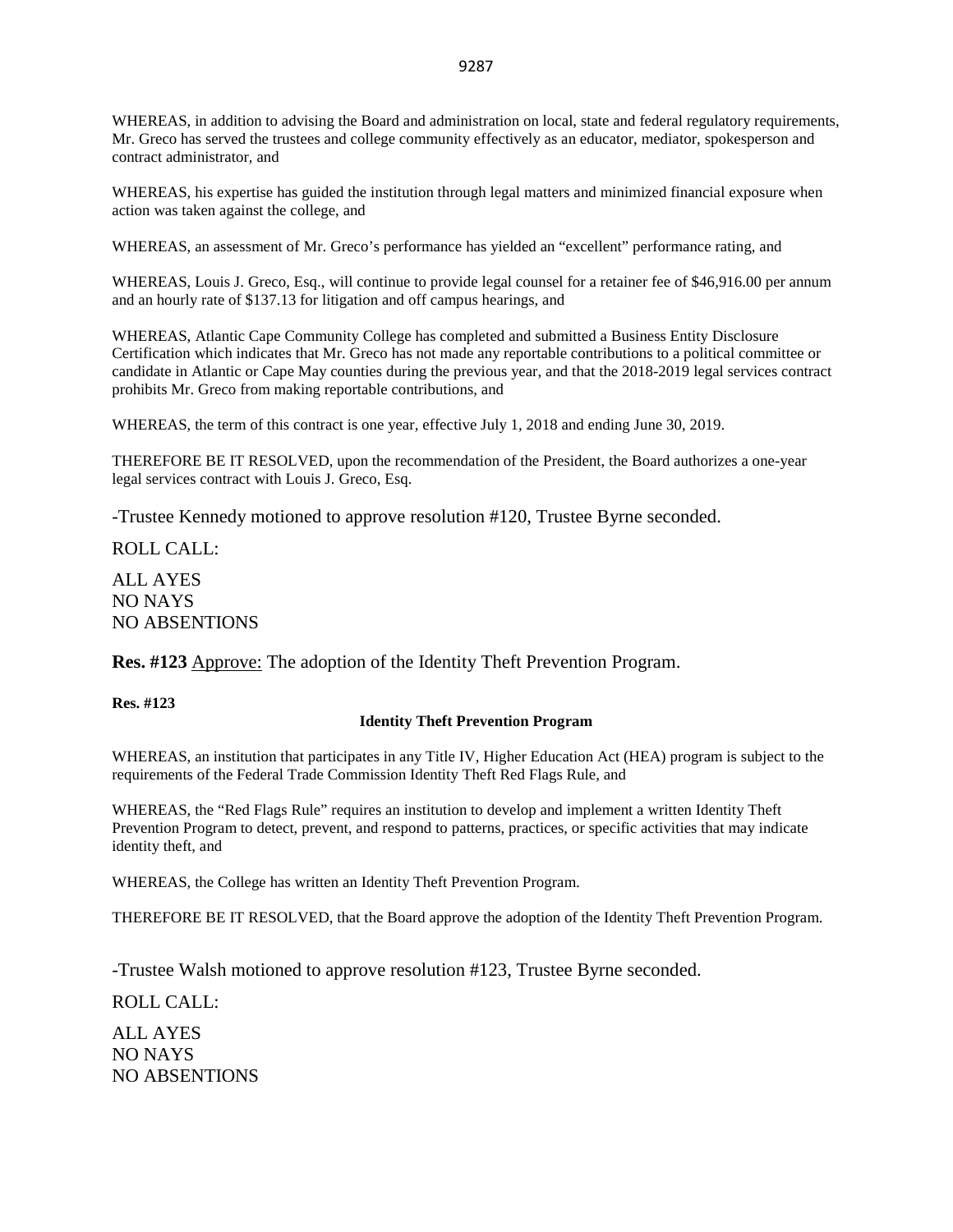WHEREAS, in addition to advising the Board and administration on local, state and federal regulatory requirements, Mr. Greco has served the trustees and college community effectively as an educator, mediator, spokesperson and contract administrator, and

WHEREAS, his expertise has guided the institution through legal matters and minimized financial exposure when action was taken against the college, and

WHEREAS, an assessment of Mr. Greco's performance has yielded an "excellent" performance rating, and

WHEREAS, Louis J. Greco, Esq., will continue to provide legal counsel for a retainer fee of $46,916.00 per annum and an hourly rate of $137.13 for litigation and off campus hearings, and

WHEREAS, Atlantic Cape Community College has completed and submitted a Business Entity Disclosure Certification which indicates that Mr. Greco has not made any reportable contributions to a political committee or candidate in Atlantic or Cape May counties during the previous year, and that the 2018-2019 legal services contract prohibits Mr. Greco from making reportable contributions, and

WHEREAS, the term of this contract is one year, effective July 1, 2018 and ending June 30, 2019.

THEREFORE BE IT RESOLVED, upon the recommendation of the President, the Board authorizes a one-year legal services contract with Louis J. Greco, Esq.

-Trustee Kennedy motioned to approve resolution #120, Trustee Byrne seconded.

ROLL CALL:

ALL AYES
NO NAYS
NO ABSENTIONS

**Res. #123** Approve: The adoption of the Identity Theft Prevention Program.

**Res. #123**

**Identity Theft Prevention Program**

WHEREAS, an institution that participates in any Title IV, Higher Education Act (HEA) program is subject to the requirements of the Federal Trade Commission Identity Theft Red Flags Rule, and

WHEREAS, the "Red Flags Rule" requires an institution to develop and implement a written Identity Theft Prevention Program to detect, prevent, and respond to patterns, practices, or specific activities that may indicate identity theft, and

WHEREAS, the College has written an Identity Theft Prevention Program.

THEREFORE BE IT RESOLVED, that the Board approve the adoption of the Identity Theft Prevention Program.

-Trustee Walsh motioned to approve resolution #123, Trustee Byrne seconded.

ROLL CALL:

ALL AYES
NO NAYS
NO ABSENTIONS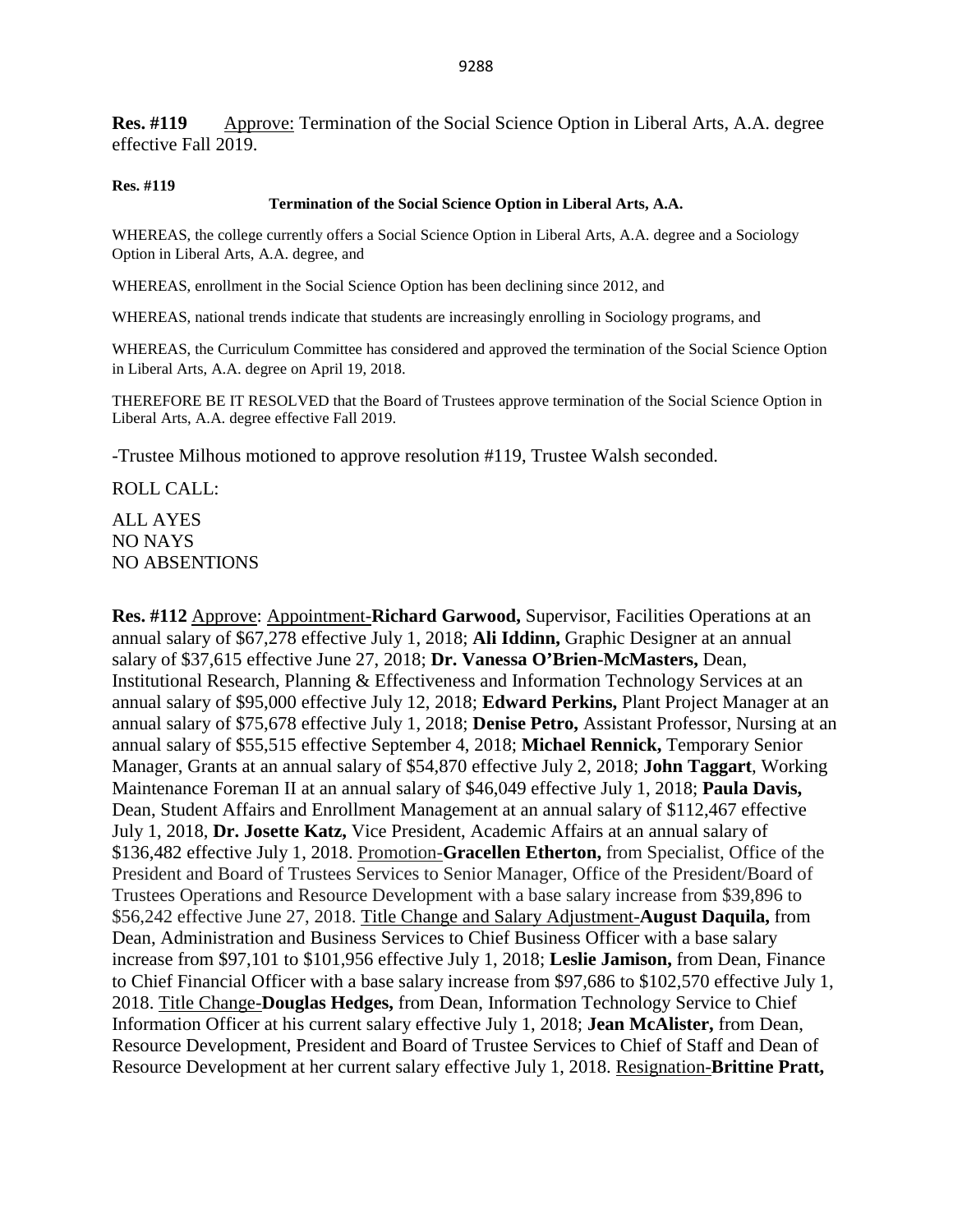**Res. #119** Approve: Termination of the Social Science Option in Liberal Arts, A.A. degree effective Fall 2019.

**Res. #119**

**Termination of the Social Science Option in Liberal Arts, A.A.**

WHEREAS, the college currently offers a Social Science Option in Liberal Arts, A.A. degree and a Sociology Option in Liberal Arts, A.A. degree, and

WHEREAS, enrollment in the Social Science Option has been declining since 2012, and

WHEREAS, national trends indicate that students are increasingly enrolling in Sociology programs, and

WHEREAS, the Curriculum Committee has considered and approved the termination of the Social Science Option in Liberal Arts, A.A. degree on April 19, 2018.

THEREFORE BE IT RESOLVED that the Board of Trustees approve termination of the Social Science Option in Liberal Arts, A.A. degree effective Fall 2019.

-Trustee Milhous motioned to approve resolution #119, Trustee Walsh seconded.

ROLL CALL:

ALL AYES
NO NAYS
NO ABSENTIONS

**Res. #112** Approve: Appointment-**Richard Garwood,** Supervisor, Facilities Operations at an annual salary of $67,278 effective July 1, 2018; **Ali Iddinn,** Graphic Designer at an annual salary of $37,615 effective June 27, 2018; **Dr. Vanessa O'Brien-McMasters,** Dean, Institutional Research, Planning & Effectiveness and Information Technology Services at an annual salary of $95,000 effective July 12, 2018; **Edward Perkins,** Plant Project Manager at an annual salary of $75,678 effective July 1, 2018; **Denise Petro,** Assistant Professor, Nursing at an annual salary of $55,515 effective September 4, 2018; **Michael Rennick,** Temporary Senior Manager, Grants at an annual salary of $54,870 effective July 2, 2018; **John Taggart**, Working Maintenance Foreman II at an annual salary of $46,049 effective July 1, 2018; **Paula Davis,** Dean, Student Affairs and Enrollment Management at an annual salary of $112,467 effective July 1, 2018, **Dr. Josette Katz,** Vice President, Academic Affairs at an annual salary of $136,482 effective July 1, 2018. Promotion-**Gracellen Etherton,** from Specialist, Office of the President and Board of Trustees Services to Senior Manager, Office of the President/Board of Trustees Operations and Resource Development with a base salary increase from $39,896 to $56,242 effective June 27, 2018. Title Change and Salary Adjustment-**August Daquila,** from Dean, Administration and Business Services to Chief Business Officer with a base salary increase from $97,101 to $101,956 effective July 1, 2018; **Leslie Jamison,** from Dean, Finance to Chief Financial Officer with a base salary increase from $97,686 to $102,570 effective July 1, 2018. Title Change-**Douglas Hedges,** from Dean, Information Technology Service to Chief Information Officer at his current salary effective July 1, 2018; **Jean McAlister,** from Dean, Resource Development, President and Board of Trustee Services to Chief of Staff and Dean of Resource Development at her current salary effective July 1, 2018. Resignation-**Brittine Pratt,**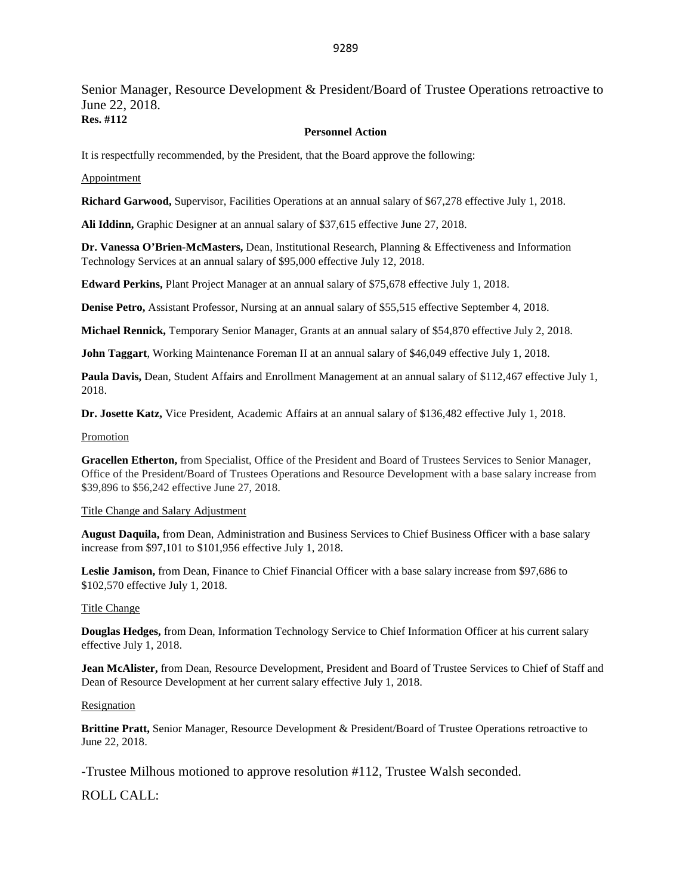Senior Manager, Resource Development & President/Board of Trustee Operations retroactive to June 22, 2018.

**Res. #112**

**Personnel Action**

It is respectfully recommended, by the President, that the Board approve the following:

Appointment

**Richard Garwood,** Supervisor, Facilities Operations at an annual salary of $67,278 effective July 1, 2018.

**Ali Iddinn,** Graphic Designer at an annual salary of $37,615 effective June 27, 2018.

**Dr. Vanessa O'Brien-McMasters,** Dean, Institutional Research, Planning & Effectiveness and Information Technology Services at an annual salary of $95,000 effective July 12, 2018.

**Edward Perkins,** Plant Project Manager at an annual salary of $75,678 effective July 1, 2018.

**Denise Petro,** Assistant Professor, Nursing at an annual salary of $55,515 effective September 4, 2018.

**Michael Rennick,** Temporary Senior Manager, Grants at an annual salary of $54,870 effective July 2, 2018.

**John Taggart**, Working Maintenance Foreman II at an annual salary of $46,049 effective July 1, 2018.

**Paula Davis,** Dean, Student Affairs and Enrollment Management at an annual salary of $112,467 effective July 1, 2018.

**Dr. Josette Katz,** Vice President, Academic Affairs at an annual salary of $136,482 effective July 1, 2018.

Promotion

**Gracellen Etherton,** from Specialist, Office of the President and Board of Trustees Services to Senior Manager, Office of the President/Board of Trustees Operations and Resource Development with a base salary increase from $39,896 to $56,242 effective June 27, 2018.

Title Change and Salary Adjustment

**August Daquila,** from Dean, Administration and Business Services to Chief Business Officer with a base salary increase from $97,101 to $101,956 effective July 1, 2018.

**Leslie Jamison,** from Dean, Finance to Chief Financial Officer with a base salary increase from $97,686 to $102,570 effective July 1, 2018.

Title Change

**Douglas Hedges,** from Dean, Information Technology Service to Chief Information Officer at his current salary effective July 1, 2018.

**Jean McAlister,** from Dean, Resource Development, President and Board of Trustee Services to Chief of Staff and Dean of Resource Development at her current salary effective July 1, 2018.

Resignation

**Brittine Pratt,** Senior Manager, Resource Development & President/Board of Trustee Operations retroactive to June 22, 2018.

-Trustee Milhous motioned to approve resolution #112, Trustee Walsh seconded.

ROLL CALL: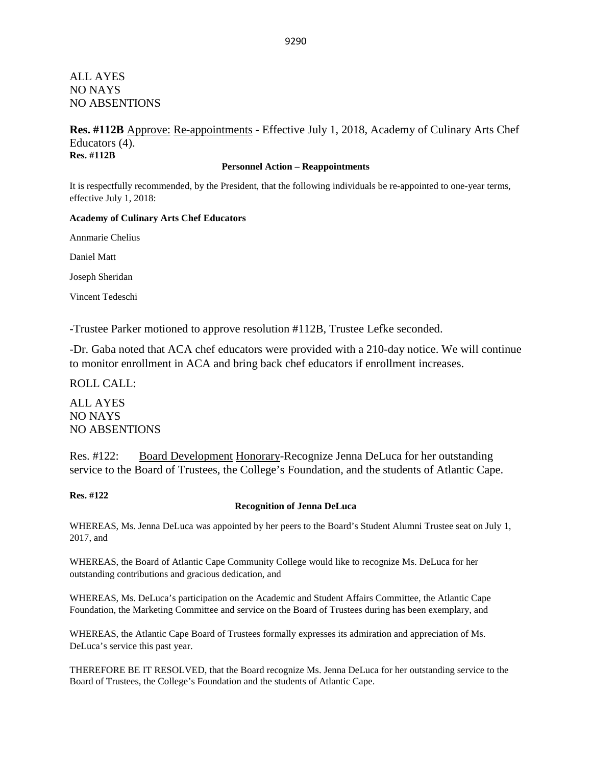ALL AYES
NO NAYS
NO ABSENTIONS

**Res. #112B** Approve: Re-appointments - Effective July 1, 2018, Academy of Culinary Arts Chef Educators (4).

**Res. #112B**

**Personnel Action – Reappointments**

It is respectfully recommended, by the President, that the following individuals be re-appointed to one-year terms, effective July 1, 2018:

**Academy of Culinary Arts Chef Educators**

Annmarie Chelius

Daniel Matt

Joseph Sheridan

Vincent Tedeschi

-Trustee Parker motioned to approve resolution #112B, Trustee Lefke seconded.

-Dr. Gaba noted that ACA chef educators were provided with a 210-day notice. We will continue to monitor enrollment in ACA and bring back chef educators if enrollment increases.

ROLL CALL:

ALL AYES
NO NAYS
NO ABSENTIONS

Res. #122: Board Development Honorary-Recognize Jenna DeLuca for her outstanding service to the Board of Trustees, the College's Foundation, and the students of Atlantic Cape.

**Res. #122**

**Recognition of Jenna DeLuca**

WHEREAS, Ms. Jenna DeLuca was appointed by her peers to the Board's Student Alumni Trustee seat on July 1, 2017, and

WHEREAS, the Board of Atlantic Cape Community College would like to recognize Ms. DeLuca for her outstanding contributions and gracious dedication, and

WHEREAS, Ms. DeLuca's participation on the Academic and Student Affairs Committee, the Atlantic Cape Foundation, the Marketing Committee and service on the Board of Trustees during has been exemplary, and

WHEREAS, the Atlantic Cape Board of Trustees formally expresses its admiration and appreciation of Ms. DeLuca's service this past year.

THEREFORE BE IT RESOLVED, that the Board recognize Ms. Jenna DeLuca for her outstanding service to the Board of Trustees, the College's Foundation and the students of Atlantic Cape.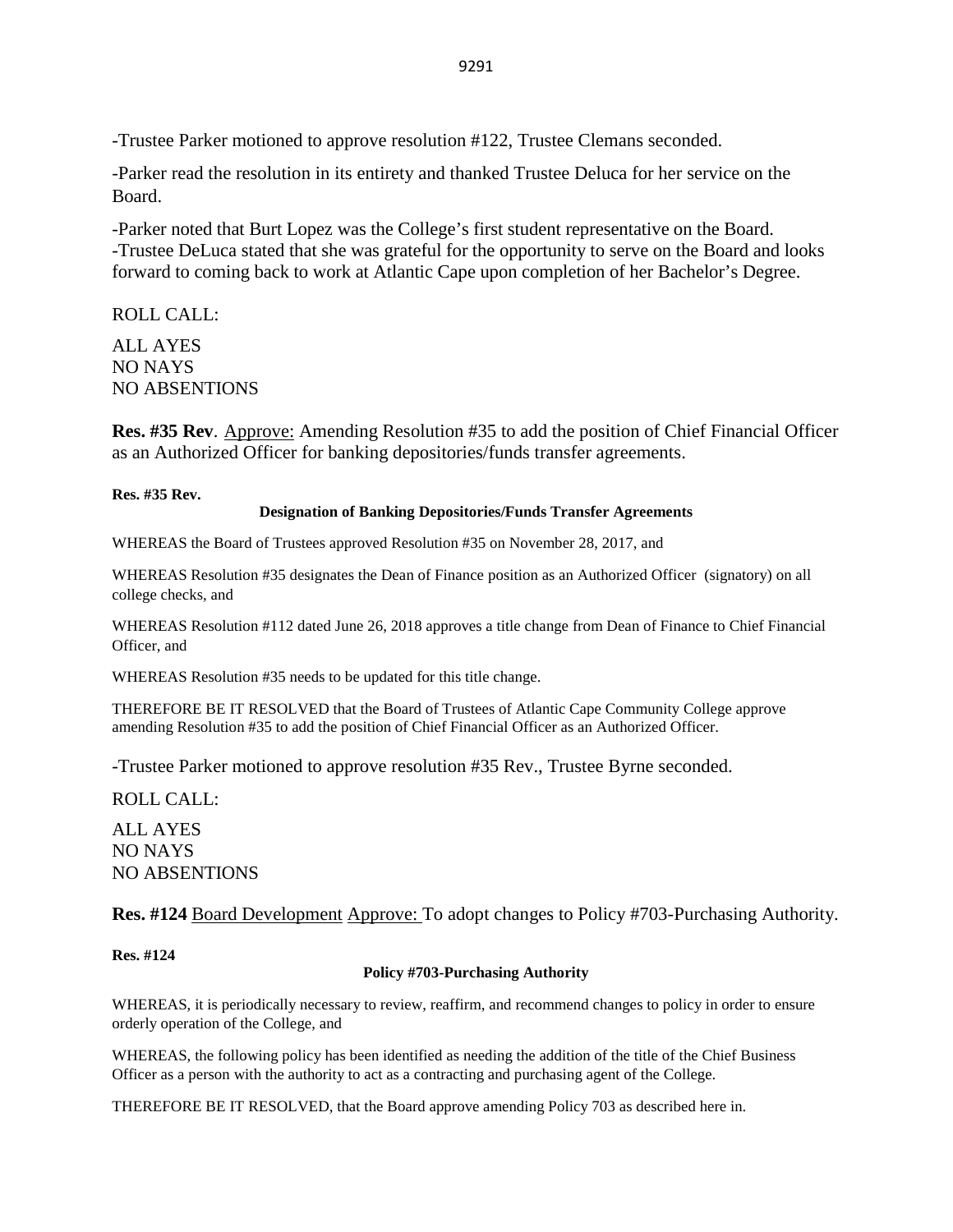-Trustee Parker motioned to approve resolution #122, Trustee Clemans seconded.

-Parker read the resolution in its entirety and thanked Trustee Deluca for her service on the Board.

-Parker noted that Burt Lopez was the College's first student representative on the Board.
-Trustee DeLuca stated that she was grateful for the opportunity to serve on the Board and looks forward to coming back to work at Atlantic Cape upon completion of her Bachelor's Degree.

ROLL CALL:

ALL AYES
NO NAYS
NO ABSENTIONS

**Res. #35 Rev**. Approve: Amending Resolution #35 to add the position of Chief Financial Officer as an Authorized Officer for banking depositories/funds transfer agreements.

**Res. #35 Rev.**

**Designation of Banking Depositories/Funds Transfer Agreements**

WHEREAS the Board of Trustees approved Resolution #35 on November 28, 2017, and

WHEREAS Resolution #35 designates the Dean of Finance position as an Authorized Officer (signatory) on all college checks, and

WHEREAS Resolution #112 dated June 26, 2018 approves a title change from Dean of Finance to Chief Financial Officer, and

WHEREAS Resolution #35 needs to be updated for this title change.

THEREFORE BE IT RESOLVED that the Board of Trustees of Atlantic Cape Community College approve amending Resolution #35 to add the position of Chief Financial Officer as an Authorized Officer.

-Trustee Parker motioned to approve resolution #35 Rev., Trustee Byrne seconded.

ROLL CALL:

ALL AYES
NO NAYS
NO ABSENTIONS

**Res. #124** Board Development Approve: To adopt changes to Policy #703-Purchasing Authority.

**Res. #124**

**Policy #703-Purchasing Authority**

WHEREAS, it is periodically necessary to review, reaffirm, and recommend changes to policy in order to ensure orderly operation of the College, and

WHEREAS, the following policy has been identified as needing the addition of the title of the Chief Business Officer as a person with the authority to act as a contracting and purchasing agent of the College.

THEREFORE BE IT RESOLVED, that the Board approve amending Policy 703 as described here in.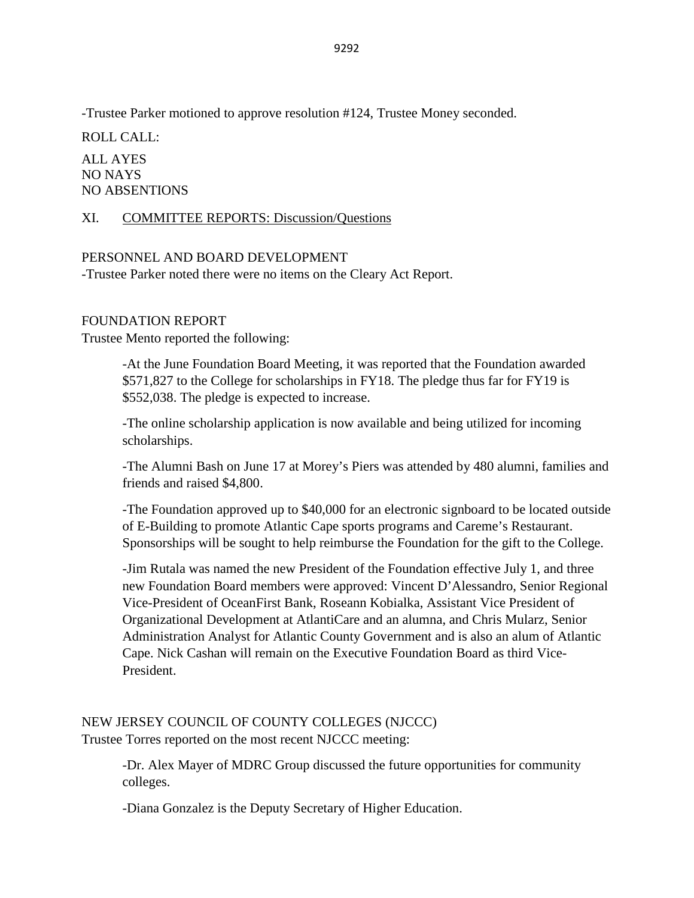-Trustee Parker motioned to approve resolution #124, Trustee Money seconded.

ROLL CALL:

ALL AYES
NO NAYS
NO ABSENTIONS

XI. COMMITTEE REPORTS: Discussion/Questions

PERSONNEL AND BOARD DEVELOPMENT
-Trustee Parker noted there were no items on the Cleary Act Report.

FOUNDATION REPORT
Trustee Mento reported the following:

> -At the June Foundation Board Meeting, it was reported that the Foundation awarded $571,827 to the College for scholarships in FY18. The pledge thus far for FY19 is $552,038. The pledge is expected to increase.
>
> -The online scholarship application is now available and being utilized for incoming scholarships.
>
> -The Alumni Bash on June 17 at Morey's Piers was attended by 480 alumni, families and friends and raised $4,800.
>
> -The Foundation approved up to $40,000 for an electronic signboard to be located outside of E-Building to promote Atlantic Cape sports programs and Careme's Restaurant. Sponsorships will be sought to help reimburse the Foundation for the gift to the College.
>
> -Jim Rutala was named the new President of the Foundation effective July 1, and three new Foundation Board members were approved: Vincent D'Alessandro, Senior Regional Vice-President of OceanFirst Bank, Roseann Kobialka, Assistant Vice President of Organizational Development at AtlantiCare and an alumna, and Chris Mularz, Senior Administration Analyst for Atlantic County Government and is also an alum of Atlantic Cape. Nick Cashan will remain on the Executive Foundation Board as third Vice-President.

NEW JERSEY COUNCIL OF COUNTY COLLEGES (NJCCC)
Trustee Torres reported on the most recent NJCCC meeting:

> -Dr. Alex Mayer of MDRC Group discussed the future opportunities for community colleges.
>
> -Diana Gonzalez is the Deputy Secretary of Higher Education.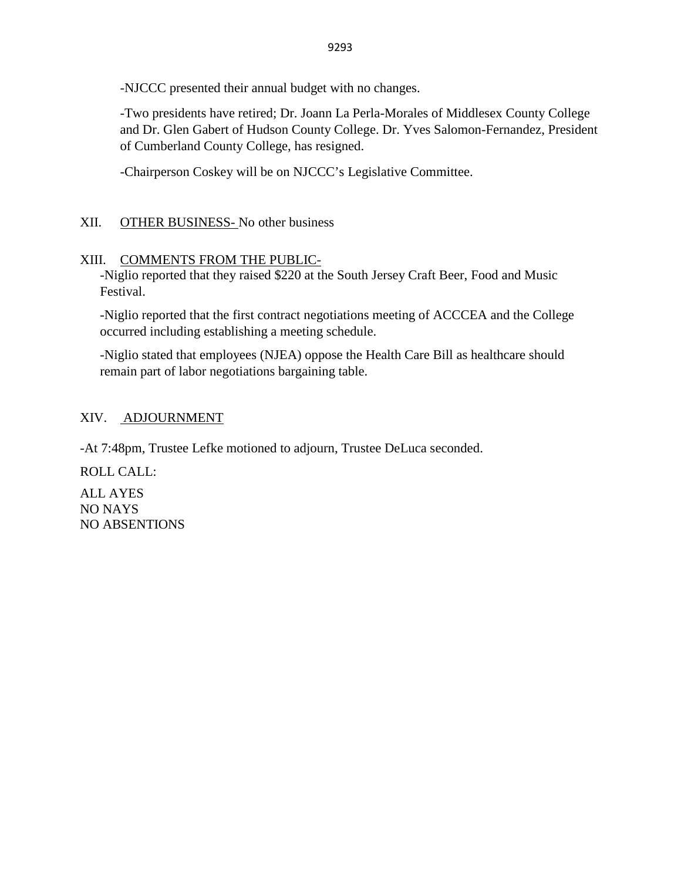-NJCCC presented their annual budget with no changes.

-Two presidents have retired; Dr. Joann La Perla-Morales of Middlesex County College and Dr. Glen Gabert of Hudson County College. Dr. Yves Salomon-Fernandez, President of Cumberland County College, has resigned.

-Chairperson Coskey will be on NJCCC's Legislative Committee.

XII. OTHER BUSINESS- No other business

XIII. COMMENTS FROM THE PUBLIC-

-Niglio reported that they raised $220 at the South Jersey Craft Beer, Food and Music Festival.

-Niglio reported that the first contract negotiations meeting of ACCCEA and the College occurred including establishing a meeting schedule.

-Niglio stated that employees (NJEA) oppose the Health Care Bill as healthcare should remain part of labor negotiations bargaining table.

XIV. ADJOURNMENT

-At 7:48pm, Trustee Lefke motioned to adjourn, Trustee DeLuca seconded.

ROLL CALL:

ALL AYES
NO NAYS
NO ABSENTIONS